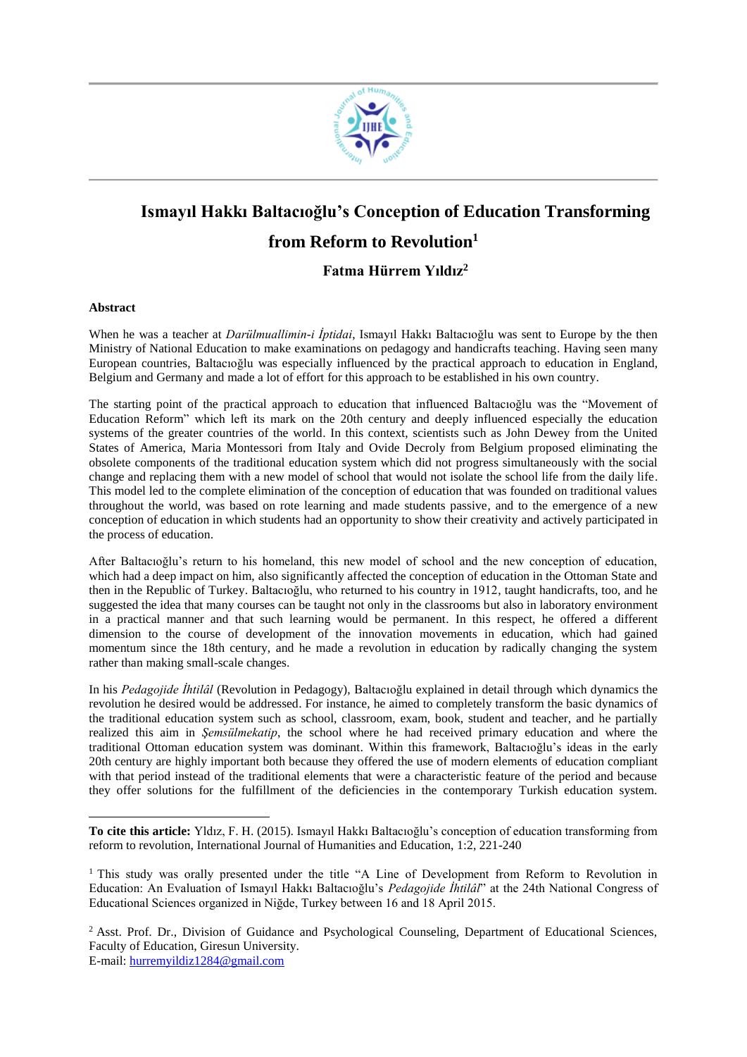# Ismayıl Hakkı Baltacıoğlu's Conception of Education Transforming from Reform to Revolution[1]

### Fatma Hürrem Yıldız[2]

**Abstract**

When he was a teacher at *Darülmuallimin-i İptidai*, Ismayıl Hakkı Baltacıoğlu was sent to Europe by the then Ministry of National Education to make examinations on pedagogy and handicrafts teaching. Having seen many European countries, Baltacıoğlu was especially influenced by the practical approach to education in England, Belgium and Germany and made a lot of effort for this approach to be established in his own country.

The starting point of the practical approach to education that influenced Baltacıoğlu was the "Movement of Education Reform" which left its mark on the 20th century and deeply influenced especially the education systems of the greater countries of the world. In this context, scientists such as John Dewey from the United States of America, Maria Montessori from Italy and Ovide Decroly from Belgium proposed eliminating the obsolete components of the traditional education system which did not progress simultaneously with the social change and replacing them with a new model of school that would not isolate the school life from the daily life. This model led to the complete elimination of the conception of education that was founded on traditional values throughout the world, was based on rote learning and made students passive, and to the emergence of a new conception of education in which students had an opportunity to show their creativity and actively participated in the process of education.

After Baltacıoğlu's return to his homeland, this new model of school and the new conception of education, which had a deep impact on him, also significantly affected the conception of education in the Ottoman State and then in the Republic of Turkey. Baltacıoğlu, who returned to his country in 1912, taught handicrafts, too, and he suggested the idea that many courses can be taught not only in the classrooms but also in laboratory environment in a practical manner and that such learning would be permanent. In this respect, he offered a different dimension to the course of development of the innovation movements in education, which had gained momentum since the 18th century, and he made a revolution in education by radically changing the system rather than making small-scale changes.

In his *Pedagojide İhtilâl* (Revolution in Pedagogy), Baltacıoğlu explained in detail through which dynamics the revolution he desired would be addressed. For instance, he aimed to completely transform the basic dynamics of the traditional education system such as school, classroom, exam, book, student and teacher, and he partially realized this aim in *Şemsülmekatip*, the school where he had received primary education and where the traditional Ottoman education system was dominant. Within this framework, Baltacıoğlu's ideas in the early 20th century are highly important both because they offered the use of modern elements of education compliant with that period instead of the traditional elements that were a characteristic feature of the period and because they offer solutions for the fulfillment of the deficiencies in the contemporary Turkish education system.

---

**To cite this article:** Yldız, F. H. (2015). Ismayıl Hakkı Baltacıoğlu's conception of education transforming from reform to revolution, International Journal of Humanities and Education, 1:2, 221-240

[1] This study was orally presented under the title "A Line of Development from Reform to Revolution in Education: An Evaluation of Ismayıl Hakkı Baltacıoğlu's *Pedagojide İhtilâl*" at the 24th National Congress of Educational Sciences organized in Niğde, Turkey between 16 and 18 April 2015.

[2] Asst. Prof. Dr., Division of Guidance and Psychological Counseling, Department of Educational Sciences, Faculty of Education, Giresun University.
E-mail: hurremyildiz1284@gmail.com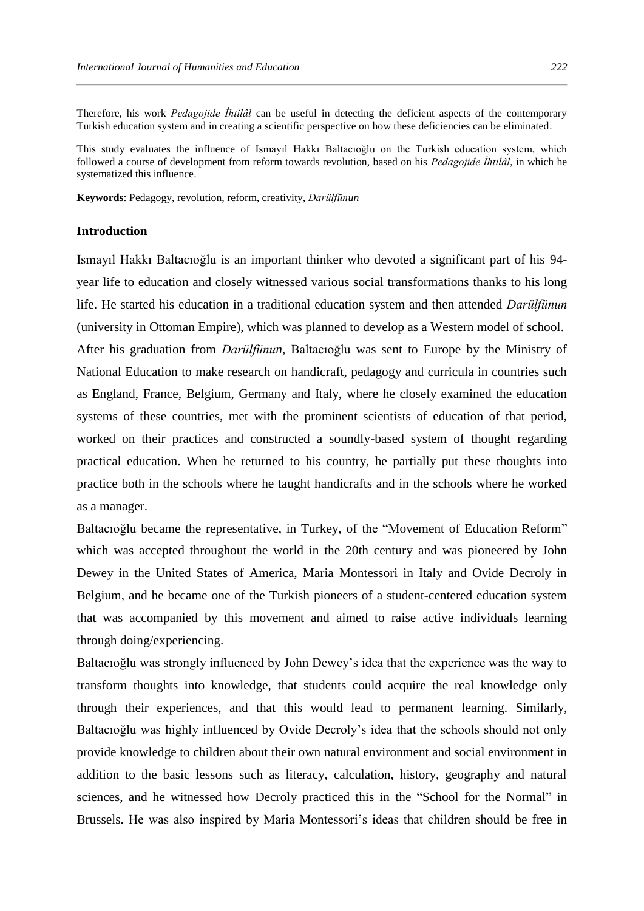Therefore, his work *Pedagojide İhtilâl* can be useful in detecting the deficient aspects of the contemporary Turkish education system and in creating a scientific perspective on how these deficiencies can be eliminated.

This study evaluates the influence of Ismayıl Hakkı Baltacıoğlu on the Turkish education system, which followed a course of development from reform towards revolution, based on his *Pedagojide İhtilâl*, in which he systematized this influence.

**Keywords**: Pedagogy, revolution, reform, creativity, *Darülfünun*

## Introduction

Ismayıl Hakkı Baltacıoğlu is an important thinker who devoted a significant part of his 94-year life to education and closely witnessed various social transformations thanks to his long life. He started his education in a traditional education system and then attended *Darülfünun* (university in Ottoman Empire), which was planned to develop as a Western model of school.

After his graduation from *Darülfünun*, Baltacıoğlu was sent to Europe by the Ministry of National Education to make research on handicraft, pedagogy and curricula in countries such as England, France, Belgium, Germany and Italy, where he closely examined the education systems of these countries, met with the prominent scientists of education of that period, worked on their practices and constructed a soundly-based system of thought regarding practical education. When he returned to his country, he partially put these thoughts into practice both in the schools where he taught handicrafts and in the schools where he worked as a manager.

Baltacıoğlu became the representative, in Turkey, of the "Movement of Education Reform" which was accepted throughout the world in the 20th century and was pioneered by John Dewey in the United States of America, Maria Montessori in Italy and Ovide Decroly in Belgium, and he became one of the Turkish pioneers of a student-centered education system that was accompanied by this movement and aimed to raise active individuals learning through doing/experiencing.

Baltacıoğlu was strongly influenced by John Dewey's idea that the experience was the way to transform thoughts into knowledge, that students could acquire the real knowledge only through their experiences, and that this would lead to permanent learning. Similarly, Baltacıoğlu was highly influenced by Ovide Decroly's idea that the schools should not only provide knowledge to children about their own natural environment and social environment in addition to the basic lessons such as literacy, calculation, history, geography and natural sciences, and he witnessed how Decroly practiced this in the "School for the Normal" in Brussels. He was also inspired by Maria Montessori's ideas that children should be free in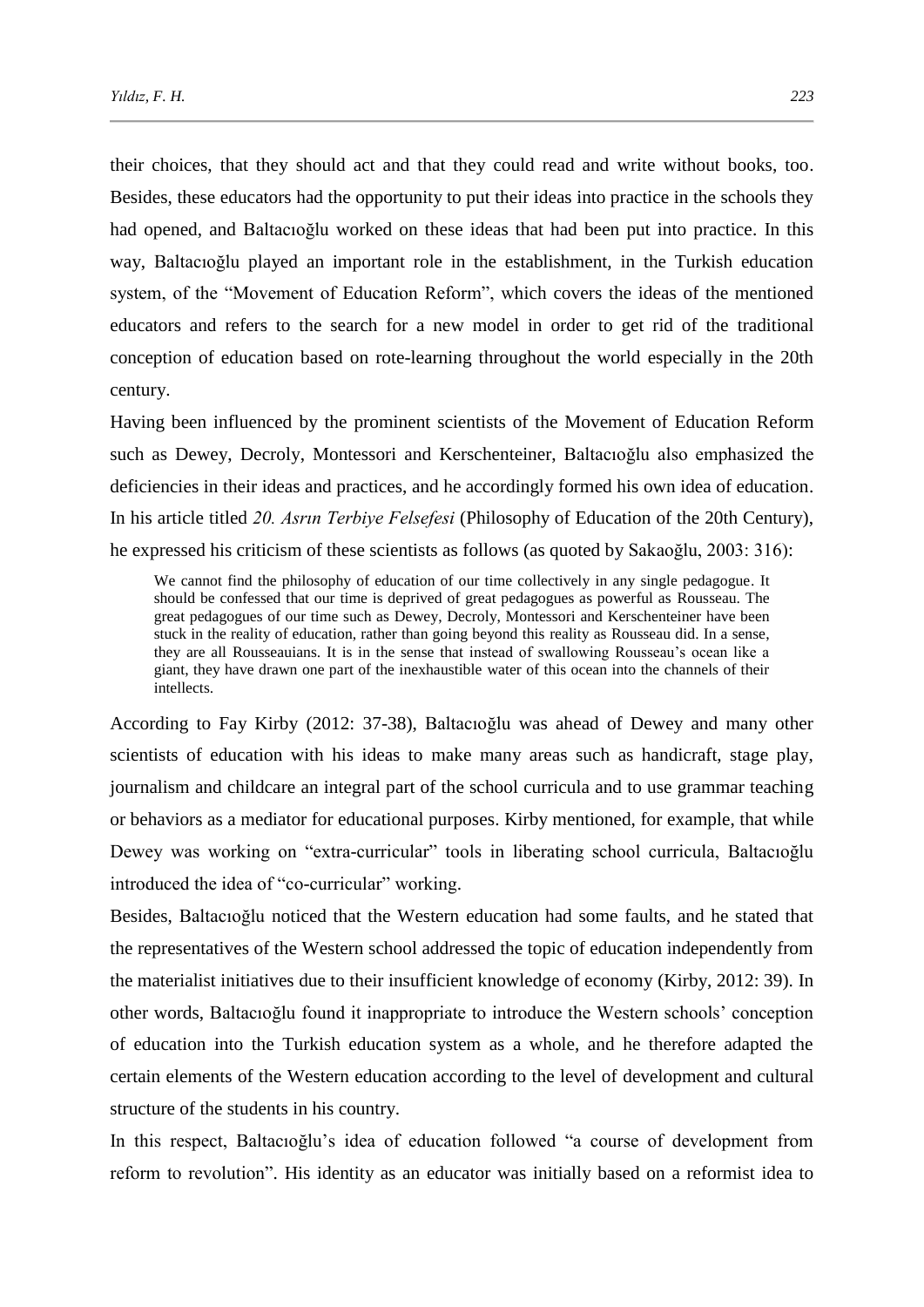their choices, that they should act and that they could read and write without books, too. Besides, these educators had the opportunity to put their ideas into practice in the schools they had opened, and Baltacıoğlu worked on these ideas that had been put into practice. In this way, Baltacıoğlu played an important role in the establishment, in the Turkish education system, of the "Movement of Education Reform", which covers the ideas of the mentioned educators and refers to the search for a new model in order to get rid of the traditional conception of education based on rote-learning throughout the world especially in the 20th century.

Having been influenced by the prominent scientists of the Movement of Education Reform such as Dewey, Decroly, Montessori and Kerschenteiner, Baltacıoğlu also emphasized the deficiencies in their ideas and practices, and he accordingly formed his own idea of education. In his article titled *20. Asrın Terbiye Felsefesi* (Philosophy of Education of the 20th Century), he expressed his criticism of these scientists as follows (as quoted by Sakaoğlu, 2003: 316):

> We cannot find the philosophy of education of our time collectively in any single pedagogue. It should be confessed that our time is deprived of great pedagogues as powerful as Rousseau. The great pedagogues of our time such as Dewey, Decroly, Montessori and Kerschenteiner have been stuck in the reality of education, rather than going beyond this reality as Rousseau did. In a sense, they are all Rousseauians. It is in the sense that instead of swallowing Rousseau's ocean like a giant, they have drawn one part of the inexhaustible water of this ocean into the channels of their intellects.

According to Fay Kirby (2012: 37-38), Baltacıoğlu was ahead of Dewey and many other scientists of education with his ideas to make many areas such as handicraft, stage play, journalism and childcare an integral part of the school curricula and to use grammar teaching or behaviors as a mediator for educational purposes. Kirby mentioned, for example, that while Dewey was working on "extra-curricular" tools in liberating school curricula, Baltacıoğlu introduced the idea of "co-curricular" working.

Besides, Baltacıoğlu noticed that the Western education had some faults, and he stated that the representatives of the Western school addressed the topic of education independently from the materialist initiatives due to their insufficient knowledge of economy (Kirby, 2012: 39). In other words, Baltacıoğlu found it inappropriate to introduce the Western schools' conception of education into the Turkish education system as a whole, and he therefore adapted the certain elements of the Western education according to the level of development and cultural structure of the students in his country.

In this respect, Baltacıoğlu's idea of education followed "a course of development from reform to revolution". His identity as an educator was initially based on a reformist idea to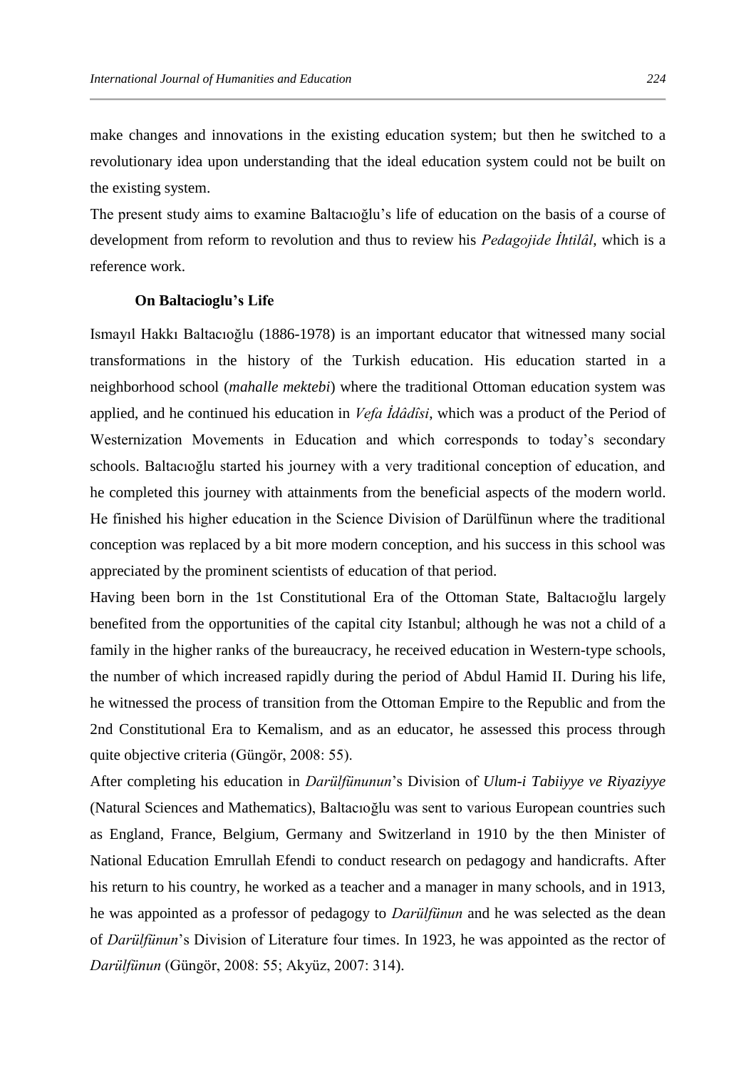make changes and innovations in the existing education system; but then he switched to a revolutionary idea upon understanding that the ideal education system could not be built on the existing system.

The present study aims to examine Baltacıoğlu's life of education on the basis of a course of development from reform to revolution and thus to review his *Pedagojide İhtilâl*, which is a reference work.

## On Baltacioglu's Life

Ismayıl Hakkı Baltacıoğlu (1886-1978) is an important educator that witnessed many social transformations in the history of the Turkish education. His education started in a neighborhood school (*mahalle mektebi*) where the traditional Ottoman education system was applied, and he continued his education in *Vefa İdâdîsi*, which was a product of the Period of Westernization Movements in Education and which corresponds to today's secondary schools. Baltacıoğlu started his journey with a very traditional conception of education, and he completed this journey with attainments from the beneficial aspects of the modern world. He finished his higher education in the Science Division of Darülfünun where the traditional conception was replaced by a bit more modern conception, and his success in this school was appreciated by the prominent scientists of education of that period.

Having been born in the 1st Constitutional Era of the Ottoman State, Baltacıoğlu largely benefited from the opportunities of the capital city Istanbul; although he was not a child of a family in the higher ranks of the bureaucracy, he received education in Western-type schools, the number of which increased rapidly during the period of Abdul Hamid II. During his life, he witnessed the process of transition from the Ottoman Empire to the Republic and from the 2nd Constitutional Era to Kemalism, and as an educator, he assessed this process through quite objective criteria (Güngör, 2008: 55).

After completing his education in *Darülfünunun*'s Division of *Ulum-i Tabiiyye ve Riyaziyye* (Natural Sciences and Mathematics), Baltacıoğlu was sent to various European countries such as England, France, Belgium, Germany and Switzerland in 1910 by the then Minister of National Education Emrullah Efendi to conduct research on pedagogy and handicrafts. After his return to his country, he worked as a teacher and a manager in many schools, and in 1913, he was appointed as a professor of pedagogy to *Darülfünun* and he was selected as the dean of *Darülfünun*'s Division of Literature four times. In 1923, he was appointed as the rector of *Darülfünun* (Güngör, 2008: 55; Akyüz, 2007: 314).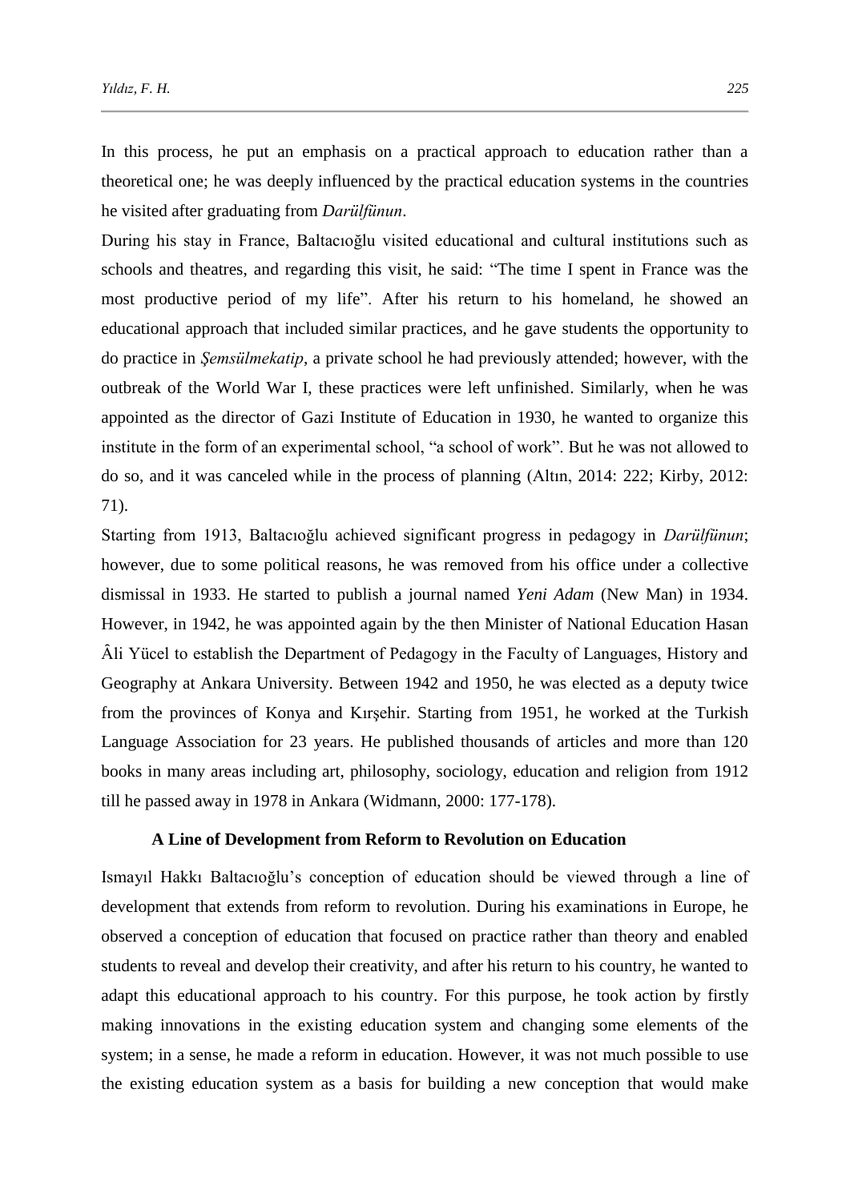In this process, he put an emphasis on a practical approach to education rather than a theoretical one; he was deeply influenced by the practical education systems in the countries he visited after graduating from *Darülfünun*.

During his stay in France, Baltacıoğlu visited educational and cultural institutions such as schools and theatres, and regarding this visit, he said: "The time I spent in France was the most productive period of my life". After his return to his homeland, he showed an educational approach that included similar practices, and he gave students the opportunity to do practice in *Şemsülmekatip*, a private school he had previously attended; however, with the outbreak of the World War I, these practices were left unfinished. Similarly, when he was appointed as the director of Gazi Institute of Education in 1930, he wanted to organize this institute in the form of an experimental school, "a school of work". But he was not allowed to do so, and it was canceled while in the process of planning (Altın, 2014: 222; Kirby, 2012: 71).

Starting from 1913, Baltacıoğlu achieved significant progress in pedagogy in *Darülfünun*; however, due to some political reasons, he was removed from his office under a collective dismissal in 1933. He started to publish a journal named *Yeni Adam* (New Man) in 1934. However, in 1942, he was appointed again by the then Minister of National Education Hasan Âli Yücel to establish the Department of Pedagogy in the Faculty of Languages, History and Geography at Ankara University. Between 1942 and 1950, he was elected as a deputy twice from the provinces of Konya and Kırşehir. Starting from 1951, he worked at the Turkish Language Association for 23 years. He published thousands of articles and more than 120 books in many areas including art, philosophy, sociology, education and religion from 1912 till he passed away in 1978 in Ankara (Widmann, 2000: 177-178).

## A Line of Development from Reform to Revolution on Education

Ismayıl Hakkı Baltacıoğlu's conception of education should be viewed through a line of development that extends from reform to revolution. During his examinations in Europe, he observed a conception of education that focused on practice rather than theory and enabled students to reveal and develop their creativity, and after his return to his country, he wanted to adapt this educational approach to his country. For this purpose, he took action by firstly making innovations in the existing education system and changing some elements of the system; in a sense, he made a reform in education. However, it was not much possible to use the existing education system as a basis for building a new conception that would make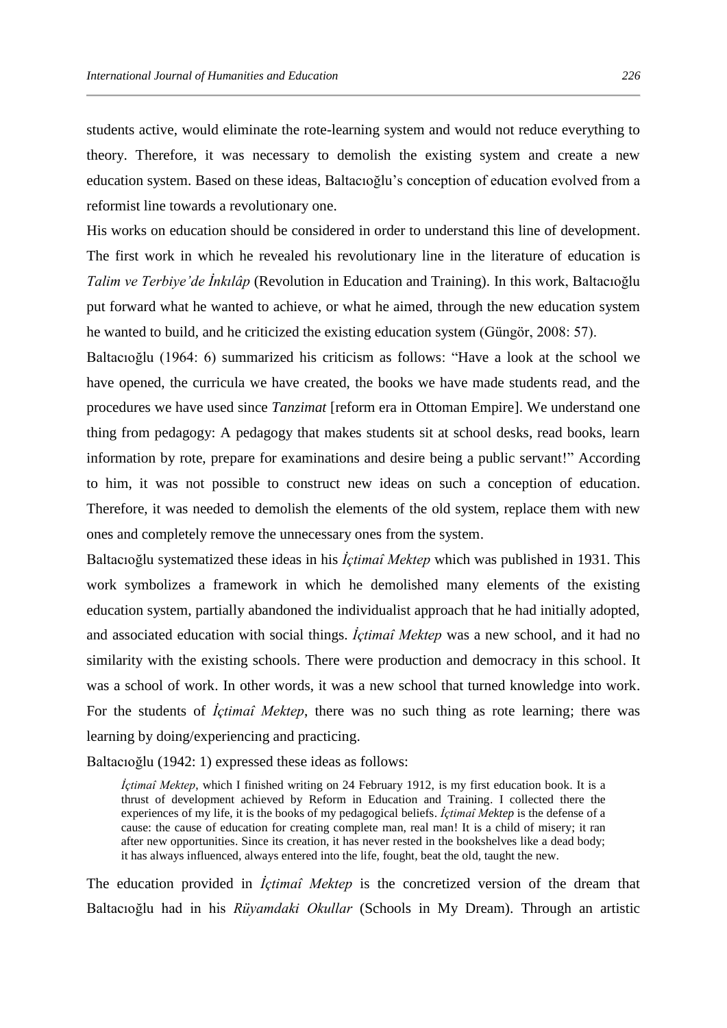students active, would eliminate the rote-learning system and would not reduce everything to theory. Therefore, it was necessary to demolish the existing system and create a new education system. Based on these ideas, Baltacıoğlu's conception of education evolved from a reformist line towards a revolutionary one.

His works on education should be considered in order to understand this line of development. The first work in which he revealed his revolutionary line in the literature of education is *Talim ve Terbiye'de İnkılâp* (Revolution in Education and Training). In this work, Baltacıoğlu put forward what he wanted to achieve, or what he aimed, through the new education system he wanted to build, and he criticized the existing education system (Güngör, 2008: 57).

Baltacıoğlu (1964: 6) summarized his criticism as follows: "Have a look at the school we have opened, the curricula we have created, the books we have made students read, and the procedures we have used since *Tanzimat* [reform era in Ottoman Empire]. We understand one thing from pedagogy: A pedagogy that makes students sit at school desks, read books, learn information by rote, prepare for examinations and desire being a public servant!" According to him, it was not possible to construct new ideas on such a conception of education. Therefore, it was needed to demolish the elements of the old system, replace them with new ones and completely remove the unnecessary ones from the system.

Baltacıoğlu systematized these ideas in his *İçtimaî Mektep* which was published in 1931. This work symbolizes a framework in which he demolished many elements of the existing education system, partially abandoned the individualist approach that he had initially adopted, and associated education with social things. *İçtimaî Mektep* was a new school, and it had no similarity with the existing schools. There were production and democracy in this school. It was a school of work. In other words, it was a new school that turned knowledge into work. For the students of *İçtimaî Mektep*, there was no such thing as rote learning; there was learning by doing/experiencing and practicing.

Baltacıoğlu (1942: 1) expressed these ideas as follows:

> *İçtimaî Mektep*, which I finished writing on 24 February 1912, is my first education book. It is a thrust of development achieved by Reform in Education and Training. I collected there the experiences of my life, it is the books of my pedagogical beliefs. *İçtimaî Mektep* is the defense of a cause: the cause of education for creating complete man, real man! It is a child of misery; it ran after new opportunities. Since its creation, it has never rested in the bookshelves like a dead body; it has always influenced, always entered into the life, fought, beat the old, taught the new.

The education provided in *İçtimaî Mektep* is the concretized version of the dream that Baltacıoğlu had in his *Rüyamdaki Okullar* (Schools in My Dream). Through an artistic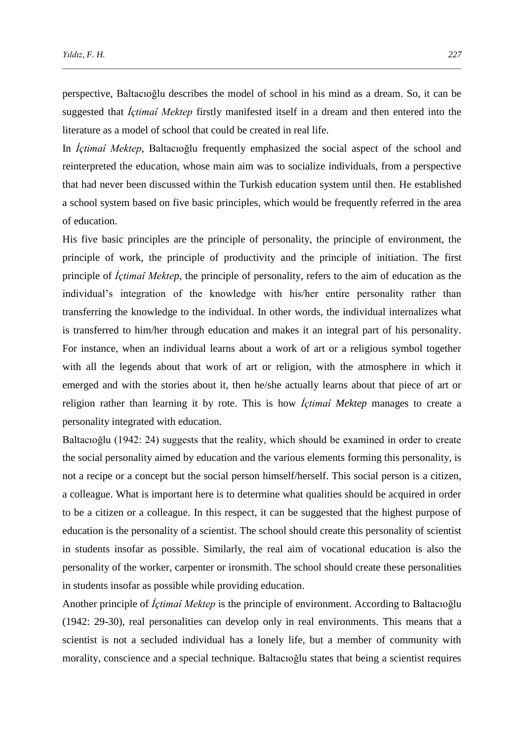perspective, Baltacıoğlu describes the model of school in his mind as a dream. So, it can be suggested that *İçtimaî Mektep* firstly manifested itself in a dream and then entered into the literature as a model of school that could be created in real life.

In *İçtimaî Mektep*, Baltacıoğlu frequently emphasized the social aspect of the school and reinterpreted the education, whose main aim was to socialize individuals, from a perspective that had never been discussed within the Turkish education system until then. He established a school system based on five basic principles, which would be frequently referred in the area of education.

His five basic principles are the principle of personality, the principle of environment, the principle of work, the principle of productivity and the principle of initiation. The first principle of *İçtimaî Mektep*, the principle of personality, refers to the aim of education as the individual's integration of the knowledge with his/her entire personality rather than transferring the knowledge to the individual. In other words, the individual internalizes what is transferred to him/her through education and makes it an integral part of his personality. For instance, when an individual learns about a work of art or a religious symbol together with all the legends about that work of art or religion, with the atmosphere in which it emerged and with the stories about it, then he/she actually learns about that piece of art or religion rather than learning it by rote. This is how *İçtimaî Mektep* manages to create a personality integrated with education.

Baltacıoğlu (1942: 24) suggests that the reality, which should be examined in order to create the social personality aimed by education and the various elements forming this personality, is not a recipe or a concept but the social person himself/herself. This social person is a citizen, a colleague. What is important here is to determine what qualities should be acquired in order to be a citizen or a colleague. In this respect, it can be suggested that the highest purpose of education is the personality of a scientist. The school should create this personality of scientist in students insofar as possible. Similarly, the real aim of vocational education is also the personality of the worker, carpenter or ironsmith. The school should create these personalities in students insofar as possible while providing education.

Another principle of *İçtimaî Mektep* is the principle of environment. According to Baltacıoğlu (1942: 29-30), real personalities can develop only in real environments. This means that a scientist is not a secluded individual has a lonely life, but a member of community with morality, conscience and a special technique. Baltacıoğlu states that being a scientist requires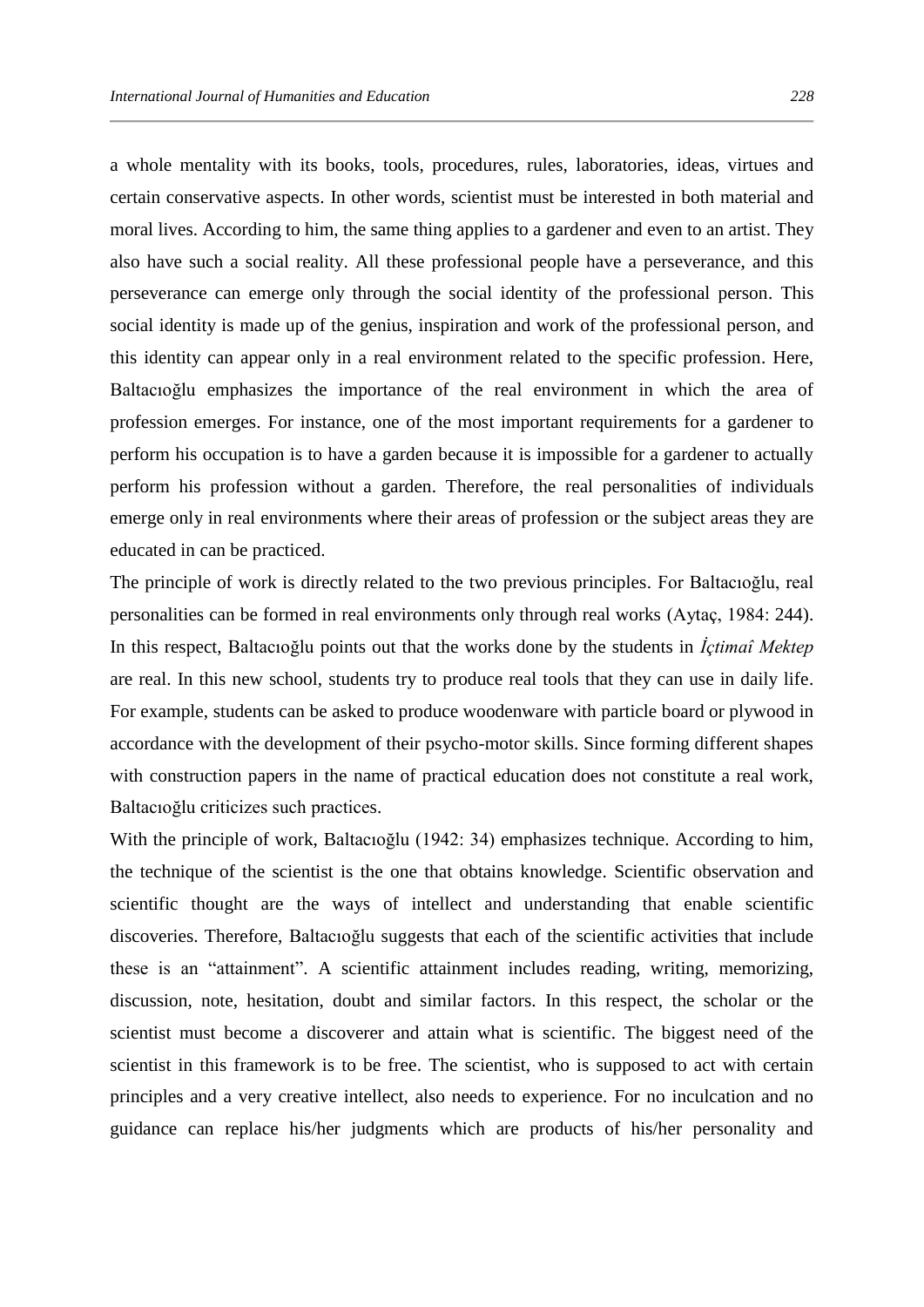a whole mentality with its books, tools, procedures, rules, laboratories, ideas, virtues and certain conservative aspects. In other words, scientist must be interested in both material and moral lives. According to him, the same thing applies to a gardener and even to an artist. They also have such a social reality. All these professional people have a perseverance, and this perseverance can emerge only through the social identity of the professional person. This social identity is made up of the genius, inspiration and work of the professional person, and this identity can appear only in a real environment related to the specific profession. Here, Baltacıoğlu emphasizes the importance of the real environment in which the area of profession emerges. For instance, one of the most important requirements for a gardener to perform his occupation is to have a garden because it is impossible for a gardener to actually perform his profession without a garden. Therefore, the real personalities of individuals emerge only in real environments where their areas of profession or the subject areas they are educated in can be practiced.

The principle of work is directly related to the two previous principles. For Baltacıoğlu, real personalities can be formed in real environments only through real works (Aytaç, 1984: 244). In this respect, Baltacıoğlu points out that the works done by the students in *İçtimaî Mektep* are real. In this new school, students try to produce real tools that they can use in daily life. For example, students can be asked to produce woodenware with particle board or plywood in accordance with the development of their psycho-motor skills. Since forming different shapes with construction papers in the name of practical education does not constitute a real work, Baltacıoğlu criticizes such practices.

With the principle of work, Baltacıoğlu (1942: 34) emphasizes technique. According to him, the technique of the scientist is the one that obtains knowledge. Scientific observation and scientific thought are the ways of intellect and understanding that enable scientific discoveries. Therefore, Baltacıoğlu suggests that each of the scientific activities that include these is an "attainment". A scientific attainment includes reading, writing, memorizing, discussion, note, hesitation, doubt and similar factors. In this respect, the scholar or the scientist must become a discoverer and attain what is scientific. The biggest need of the scientist in this framework is to be free. The scientist, who is supposed to act with certain principles and a very creative intellect, also needs to experience. For no inculcation and no guidance can replace his/her judgments which are products of his/her personality and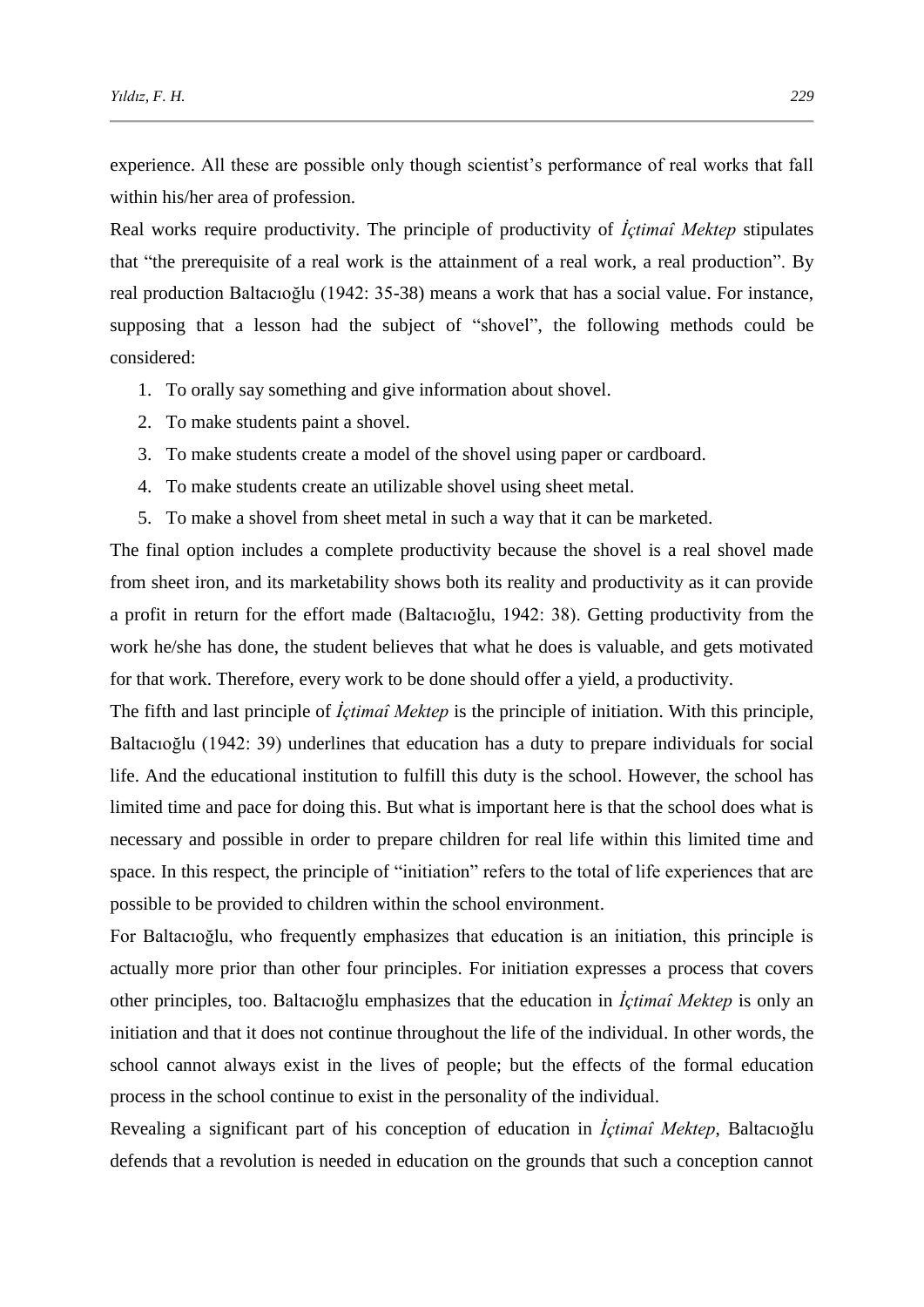experience. All these are possible only though scientist's performance of real works that fall within his/her area of profession.

Real works require productivity. The principle of productivity of *İçtimaî Mektep* stipulates that "the prerequisite of a real work is the attainment of a real work, a real production". By real production Baltacıoğlu (1942: 35-38) means a work that has a social value. For instance, supposing that a lesson had the subject of "shovel", the following methods could be considered:

1. To orally say something and give information about shovel.
2. To make students paint a shovel.
3. To make students create a model of the shovel using paper or cardboard.
4. To make students create an utilizable shovel using sheet metal.
5. To make a shovel from sheet metal in such a way that it can be marketed.

The final option includes a complete productivity because the shovel is a real shovel made from sheet iron, and its marketability shows both its reality and productivity as it can provide a profit in return for the effort made (Baltacıoğlu, 1942: 38). Getting productivity from the work he/she has done, the student believes that what he does is valuable, and gets motivated for that work. Therefore, every work to be done should offer a yield, a productivity.

The fifth and last principle of *İçtimaî Mektep* is the principle of initiation. With this principle, Baltacıoğlu (1942: 39) underlines that education has a duty to prepare individuals for social life. And the educational institution to fulfill this duty is the school. However, the school has limited time and pace for doing this. But what is important here is that the school does what is necessary and possible in order to prepare children for real life within this limited time and space. In this respect, the principle of "initiation" refers to the total of life experiences that are possible to be provided to children within the school environment.

For Baltacıoğlu, who frequently emphasizes that education is an initiation, this principle is actually more prior than other four principles. For initiation expresses a process that covers other principles, too. Baltacıoğlu emphasizes that the education in *İçtimaî Mektep* is only an initiation and that it does not continue throughout the life of the individual. In other words, the school cannot always exist in the lives of people; but the effects of the formal education process in the school continue to exist in the personality of the individual.

Revealing a significant part of his conception of education in *İçtimaî Mektep*, Baltacıoğlu defends that a revolution is needed in education on the grounds that such a conception cannot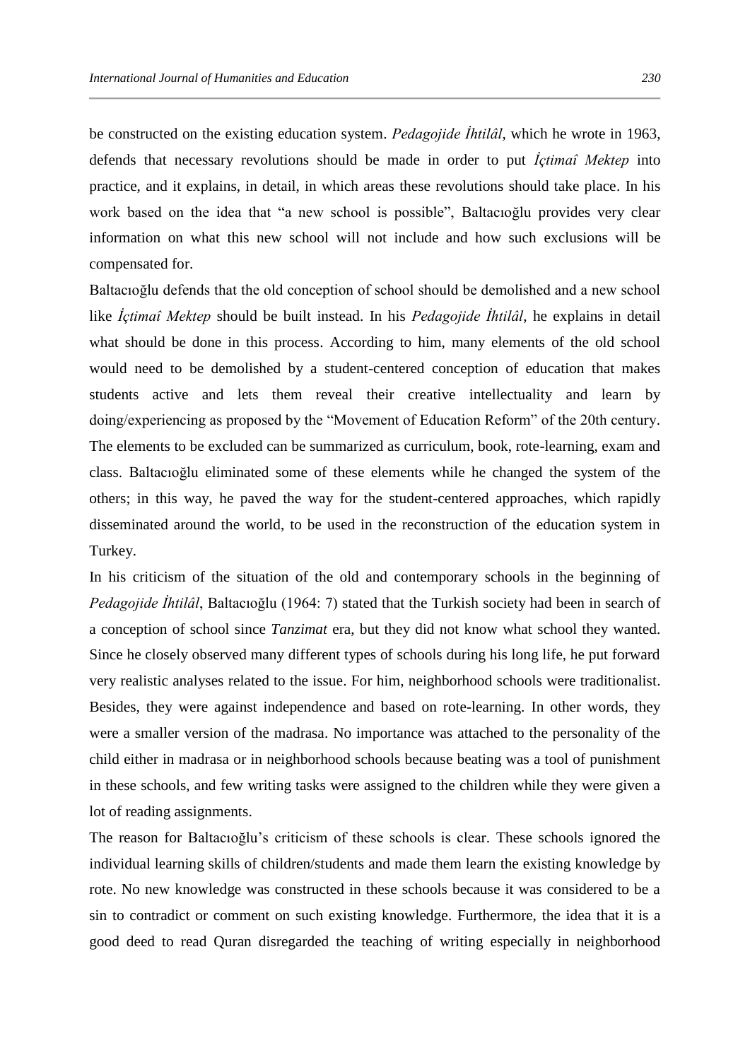be constructed on the existing education system. *Pedagojide İhtilâl*, which he wrote in 1963, defends that necessary revolutions should be made in order to put *İçtimaî Mektep* into practice, and it explains, in detail, in which areas these revolutions should take place. In his work based on the idea that "a new school is possible", Baltacıoğlu provides very clear information on what this new school will not include and how such exclusions will be compensated for.

Baltacıoğlu defends that the old conception of school should be demolished and a new school like *İçtimaî Mektep* should be built instead. In his *Pedagojide İhtilâl*, he explains in detail what should be done in this process. According to him, many elements of the old school would need to be demolished by a student-centered conception of education that makes students active and lets them reveal their creative intellectuality and learn by doing/experiencing as proposed by the "Movement of Education Reform" of the 20th century. The elements to be excluded can be summarized as curriculum, book, rote-learning, exam and class. Baltacıoğlu eliminated some of these elements while he changed the system of the others; in this way, he paved the way for the student-centered approaches, which rapidly disseminated around the world, to be used in the reconstruction of the education system in Turkey.

In his criticism of the situation of the old and contemporary schools in the beginning of *Pedagojide İhtilâl*, Baltacıoğlu (1964: 7) stated that the Turkish society had been in search of a conception of school since *Tanzimat* era, but they did not know what school they wanted. Since he closely observed many different types of schools during his long life, he put forward very realistic analyses related to the issue. For him, neighborhood schools were traditionalist. Besides, they were against independence and based on rote-learning. In other words, they were a smaller version of the madrasa. No importance was attached to the personality of the child either in madrasa or in neighborhood schools because beating was a tool of punishment in these schools, and few writing tasks were assigned to the children while they were given a lot of reading assignments.

The reason for Baltacıoğlu's criticism of these schools is clear. These schools ignored the individual learning skills of children/students and made them learn the existing knowledge by rote. No new knowledge was constructed in these schools because it was considered to be a sin to contradict or comment on such existing knowledge. Furthermore, the idea that it is a good deed to read Quran disregarded the teaching of writing especially in neighborhood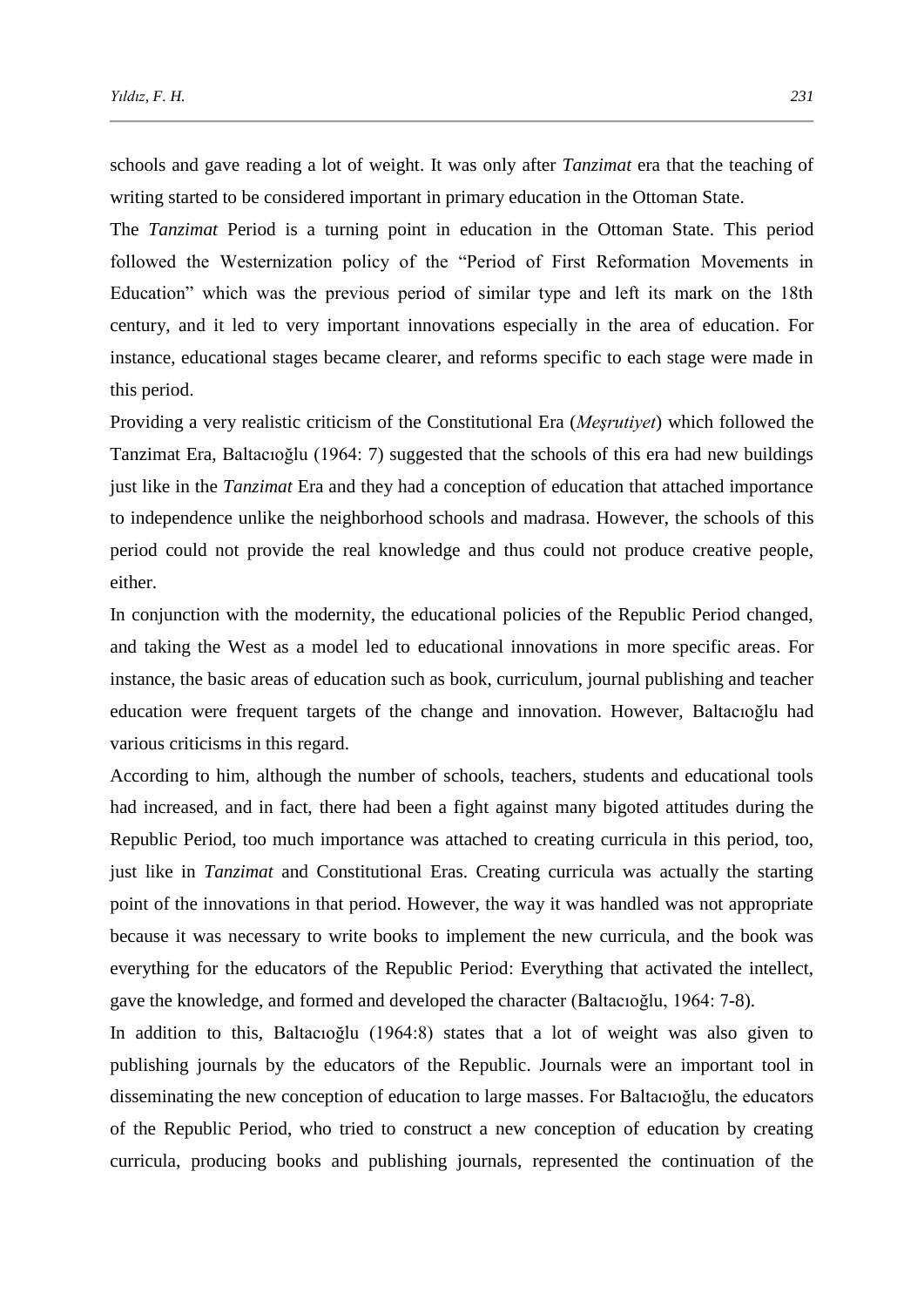schools and gave reading a lot of weight. It was only after *Tanzimat* era that the teaching of writing started to be considered important in primary education in the Ottoman State.

The *Tanzimat* Period is a turning point in education in the Ottoman State. This period followed the Westernization policy of the "Period of First Reformation Movements in Education" which was the previous period of similar type and left its mark on the 18th century, and it led to very important innovations especially in the area of education. For instance, educational stages became clearer, and reforms specific to each stage were made in this period.

Providing a very realistic criticism of the Constitutional Era (*Meşrutiyet*) which followed the Tanzimat Era, Baltacıoğlu (1964: 7) suggested that the schools of this era had new buildings just like in the *Tanzimat* Era and they had a conception of education that attached importance to independence unlike the neighborhood schools and madrasa. However, the schools of this period could not provide the real knowledge and thus could not produce creative people, either.

In conjunction with the modernity, the educational policies of the Republic Period changed, and taking the West as a model led to educational innovations in more specific areas. For instance, the basic areas of education such as book, curriculum, journal publishing and teacher education were frequent targets of the change and innovation. However, Baltacıoğlu had various criticisms in this regard.

According to him, although the number of schools, teachers, students and educational tools had increased, and in fact, there had been a fight against many bigoted attitudes during the Republic Period, too much importance was attached to creating curricula in this period, too, just like in *Tanzimat* and Constitutional Eras. Creating curricula was actually the starting point of the innovations in that period. However, the way it was handled was not appropriate because it was necessary to write books to implement the new curricula, and the book was everything for the educators of the Republic Period: Everything that activated the intellect, gave the knowledge, and formed and developed the character (Baltacıoğlu, 1964: 7-8).

In addition to this, Baltacıoğlu (1964:8) states that a lot of weight was also given to publishing journals by the educators of the Republic. Journals were an important tool in disseminating the new conception of education to large masses. For Baltacıoğlu, the educators of the Republic Period, who tried to construct a new conception of education by creating curricula, producing books and publishing journals, represented the continuation of the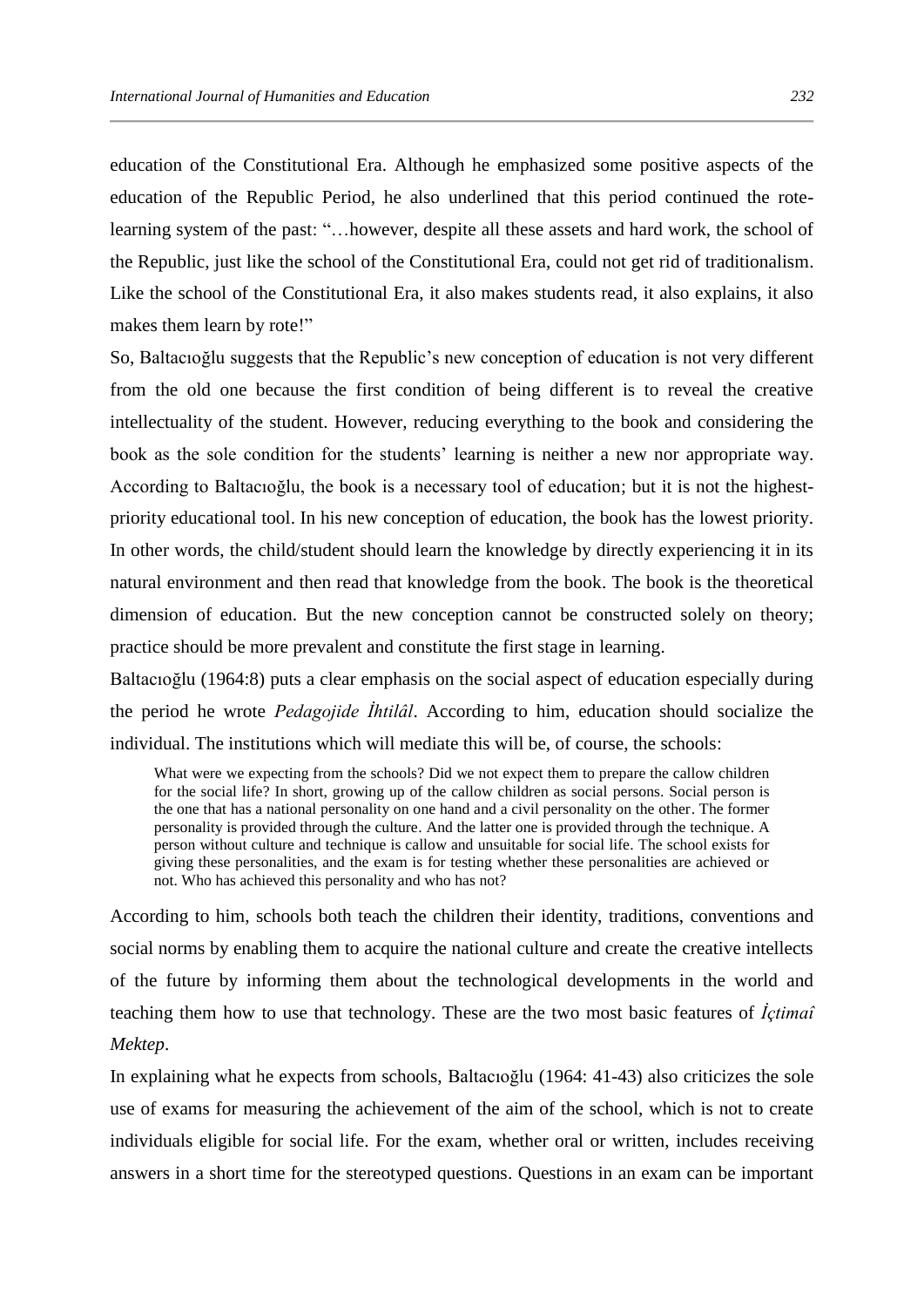education of the Constitutional Era. Although he emphasized some positive aspects of the education of the Republic Period, he also underlined that this period continued the rote-learning system of the past: "…however, despite all these assets and hard work, the school of the Republic, just like the school of the Constitutional Era, could not get rid of traditionalism. Like the school of the Constitutional Era, it also makes students read, it also explains, it also makes them learn by rote!"

So, Baltacıoğlu suggests that the Republic's new conception of education is not very different from the old one because the first condition of being different is to reveal the creative intellectuality of the student. However, reducing everything to the book and considering the book as the sole condition for the students' learning is neither a new nor appropriate way. According to Baltacıoğlu, the book is a necessary tool of education; but it is not the highest-priority educational tool. In his new conception of education, the book has the lowest priority. In other words, the child/student should learn the knowledge by directly experiencing it in its natural environment and then read that knowledge from the book. The book is the theoretical dimension of education. But the new conception cannot be constructed solely on theory; practice should be more prevalent and constitute the first stage in learning.

Baltacıoğlu (1964:8) puts a clear emphasis on the social aspect of education especially during the period he wrote *Pedagojide İhtilâl*. According to him, education should socialize the individual. The institutions which will mediate this will be, of course, the schools:

> What were we expecting from the schools? Did we not expect them to prepare the callow children for the social life? In short, growing up of the callow children as social persons. Social person is the one that has a national personality on one hand and a civil personality on the other. The former personality is provided through the culture. And the latter one is provided through the technique. A person without culture and technique is callow and unsuitable for social life. The school exists for giving these personalities, and the exam is for testing whether these personalities are achieved or not. Who has achieved this personality and who has not?

According to him, schools both teach the children their identity, traditions, conventions and social norms by enabling them to acquire the national culture and create the creative intellects of the future by informing them about the technological developments in the world and teaching them how to use that technology. These are the two most basic features of *İçtimaî Mektep*.

In explaining what he expects from schools, Baltacıoğlu (1964: 41-43) also criticizes the sole use of exams for measuring the achievement of the aim of the school, which is not to create individuals eligible for social life. For the exam, whether oral or written, includes receiving answers in a short time for the stereotyped questions. Questions in an exam can be important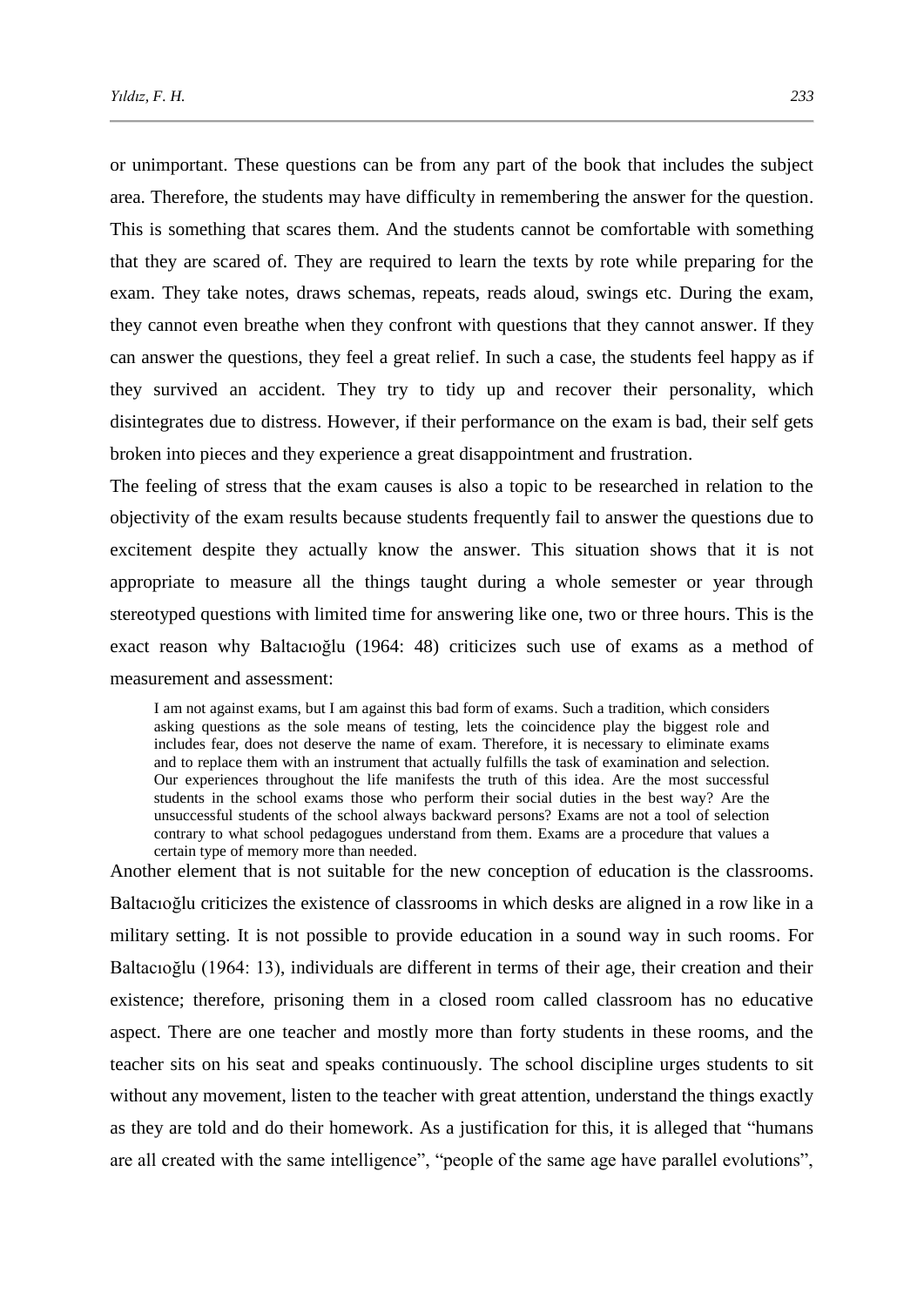or unimportant. These questions can be from any part of the book that includes the subject area. Therefore, the students may have difficulty in remembering the answer for the question. This is something that scares them. And the students cannot be comfortable with something that they are scared of. They are required to learn the texts by rote while preparing for the exam. They take notes, draws schemas, repeats, reads aloud, swings etc. During the exam, they cannot even breathe when they confront with questions that they cannot answer. If they can answer the questions, they feel a great relief. In such a case, the students feel happy as if they survived an accident. They try to tidy up and recover their personality, which disintegrates due to distress. However, if their performance on the exam is bad, their self gets broken into pieces and they experience a great disappointment and frustration.

The feeling of stress that the exam causes is also a topic to be researched in relation to the objectivity of the exam results because students frequently fail to answer the questions due to excitement despite they actually know the answer. This situation shows that it is not appropriate to measure all the things taught during a whole semester or year through stereotyped questions with limited time for answering like one, two or three hours. This is the exact reason why Baltacıoğlu (1964: 48) criticizes such use of exams as a method of measurement and assessment:

> I am not against exams, but I am against this bad form of exams. Such a tradition, which considers asking questions as the sole means of testing, lets the coincidence play the biggest role and includes fear, does not deserve the name of exam. Therefore, it is necessary to eliminate exams and to replace them with an instrument that actually fulfills the task of examination and selection. Our experiences throughout the life manifests the truth of this idea. Are the most successful students in the school exams those who perform their social duties in the best way? Are the unsuccessful students of the school always backward persons? Exams are not a tool of selection contrary to what school pedagogues understand from them. Exams are a procedure that values a certain type of memory more than needed.

Another element that is not suitable for the new conception of education is the classrooms. Baltacıoğlu criticizes the existence of classrooms in which desks are aligned in a row like in a military setting. It is not possible to provide education in a sound way in such rooms. For Baltacıoğlu (1964: 13), individuals are different in terms of their age, their creation and their existence; therefore, prisoning them in a closed room called classroom has no educative aspect. There are one teacher and mostly more than forty students in these rooms, and the teacher sits on his seat and speaks continuously. The school discipline urges students to sit without any movement, listen to the teacher with great attention, understand the things exactly as they are told and do their homework. As a justification for this, it is alleged that "humans are all created with the same intelligence", "people of the same age have parallel evolutions",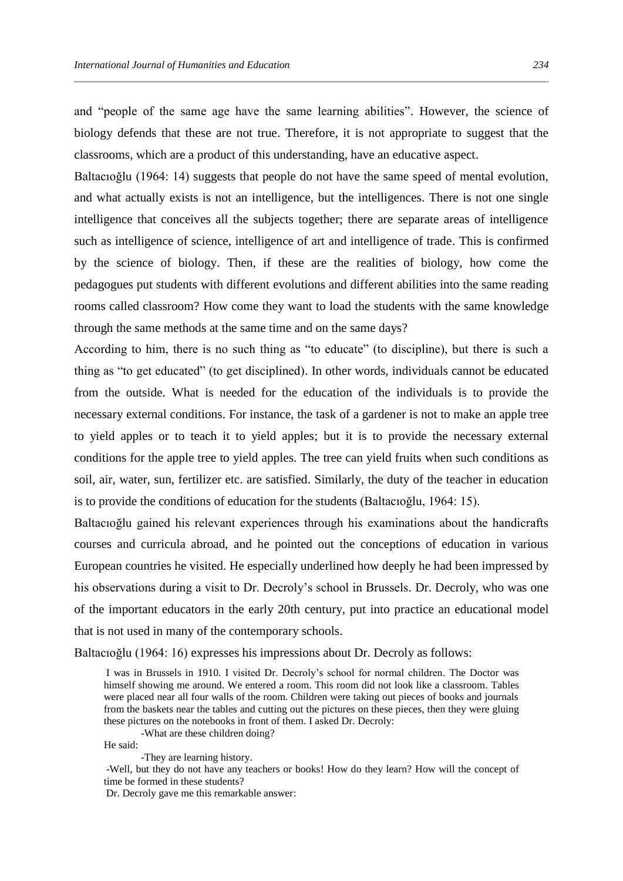and "people of the same age have the same learning abilities". However, the science of biology defends that these are not true. Therefore, it is not appropriate to suggest that the classrooms, which are a product of this understanding, have an educative aspect.

Baltacıoğlu (1964: 14) suggests that people do not have the same speed of mental evolution, and what actually exists is not an intelligence, but the intelligences. There is not one single intelligence that conceives all the subjects together; there are separate areas of intelligence such as intelligence of science, intelligence of art and intelligence of trade. This is confirmed by the science of biology. Then, if these are the realities of biology, how come the pedagogues put students with different evolutions and different abilities into the same reading rooms called classroom? How come they want to load the students with the same knowledge through the same methods at the same time and on the same days?

According to him, there is no such thing as "to educate" (to discipline), but there is such a thing as "to get educated" (to get disciplined). In other words, individuals cannot be educated from the outside. What is needed for the education of the individuals is to provide the necessary external conditions. For instance, the task of a gardener is not to make an apple tree to yield apples or to teach it to yield apples; but it is to provide the necessary external conditions for the apple tree to yield apples. The tree can yield fruits when such conditions as soil, air, water, sun, fertilizer etc. are satisfied. Similarly, the duty of the teacher in education is to provide the conditions of education for the students (Baltacıoğlu, 1964: 15).

Baltacıoğlu gained his relevant experiences through his examinations about the handicrafts courses and curricula abroad, and he pointed out the conceptions of education in various European countries he visited. He especially underlined how deeply he had been impressed by his observations during a visit to Dr. Decroly's school in Brussels. Dr. Decroly, who was one of the important educators in the early 20th century, put into practice an educational model that is not used in many of the contemporary schools.

Baltacıoğlu (1964: 16) expresses his impressions about Dr. Decroly as follows:

> I was in Brussels in 1910. I visited Dr. Decroly's school for normal children. The Doctor was himself showing me around. We entered a room. This room did not look like a classroom. Tables were placed near all four walls of the room. Children were taking out pieces of books and journals from the baskets near the tables and cutting out the pictures on these pieces, then they were gluing these pictures on the notebooks in front of them. I asked Dr. Decroly:
>
> -What are these children doing?
>
> He said:
>
> -They are learning history.
>
> -Well, but they do not have any teachers or books! How do they learn? How will the concept of time be formed in these students?
>
> Dr. Decroly gave me this remarkable answer: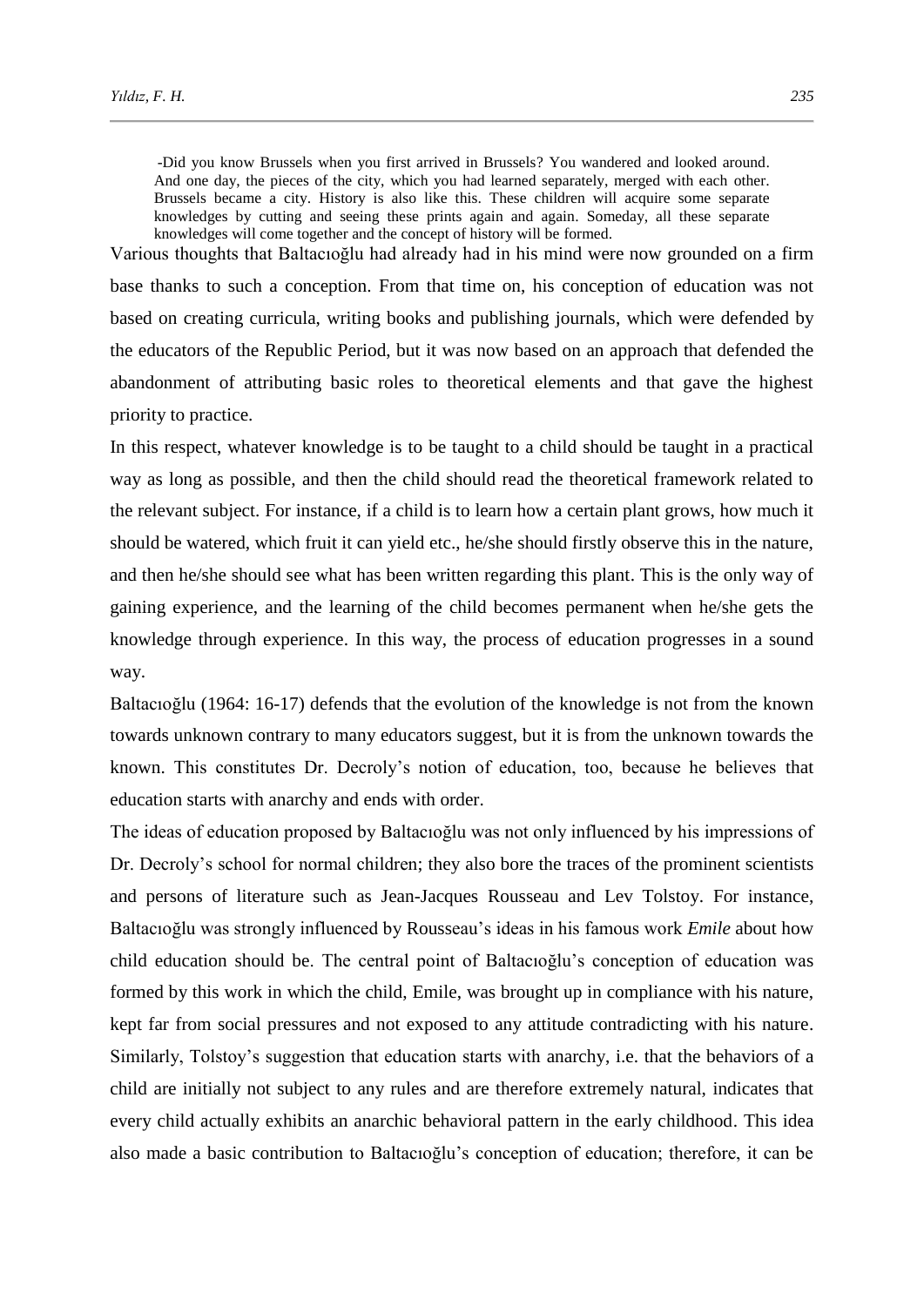> -Did you know Brussels when you first arrived in Brussels? You wandered and looked around. And one day, the pieces of the city, which you had learned separately, merged with each other. Brussels became a city. History is also like this. These children will acquire some separate knowledges by cutting and seeing these prints again and again. Someday, all these separate knowledges will come together and the concept of history will be formed.

Various thoughts that Baltacıoğlu had already had in his mind were now grounded on a firm base thanks to such a conception. From that time on, his conception of education was not based on creating curricula, writing books and publishing journals, which were defended by the educators of the Republic Period, but it was now based on an approach that defended the abandonment of attributing basic roles to theoretical elements and that gave the highest priority to practice.

In this respect, whatever knowledge is to be taught to a child should be taught in a practical way as long as possible, and then the child should read the theoretical framework related to the relevant subject. For instance, if a child is to learn how a certain plant grows, how much it should be watered, which fruit it can yield etc., he/she should firstly observe this in the nature, and then he/she should see what has been written regarding this plant. This is the only way of gaining experience, and the learning of the child becomes permanent when he/she gets the knowledge through experience. In this way, the process of education progresses in a sound way.

Baltacıoğlu (1964: 16-17) defends that the evolution of the knowledge is not from the known towards unknown contrary to many educators suggest, but it is from the unknown towards the known. This constitutes Dr. Decroly's notion of education, too, because he believes that education starts with anarchy and ends with order.

The ideas of education proposed by Baltacıoğlu was not only influenced by his impressions of Dr. Decroly's school for normal children; they also bore the traces of the prominent scientists and persons of literature such as Jean-Jacques Rousseau and Lev Tolstoy. For instance, Baltacıoğlu was strongly influenced by Rousseau's ideas in his famous work *Emile* about how child education should be. The central point of Baltacıoğlu's conception of education was formed by this work in which the child, Emile, was brought up in compliance with his nature, kept far from social pressures and not exposed to any attitude contradicting with his nature. Similarly, Tolstoy's suggestion that education starts with anarchy, i.e. that the behaviors of a child are initially not subject to any rules and are therefore extremely natural, indicates that every child actually exhibits an anarchic behavioral pattern in the early childhood. This idea also made a basic contribution to Baltacıoğlu's conception of education; therefore, it can be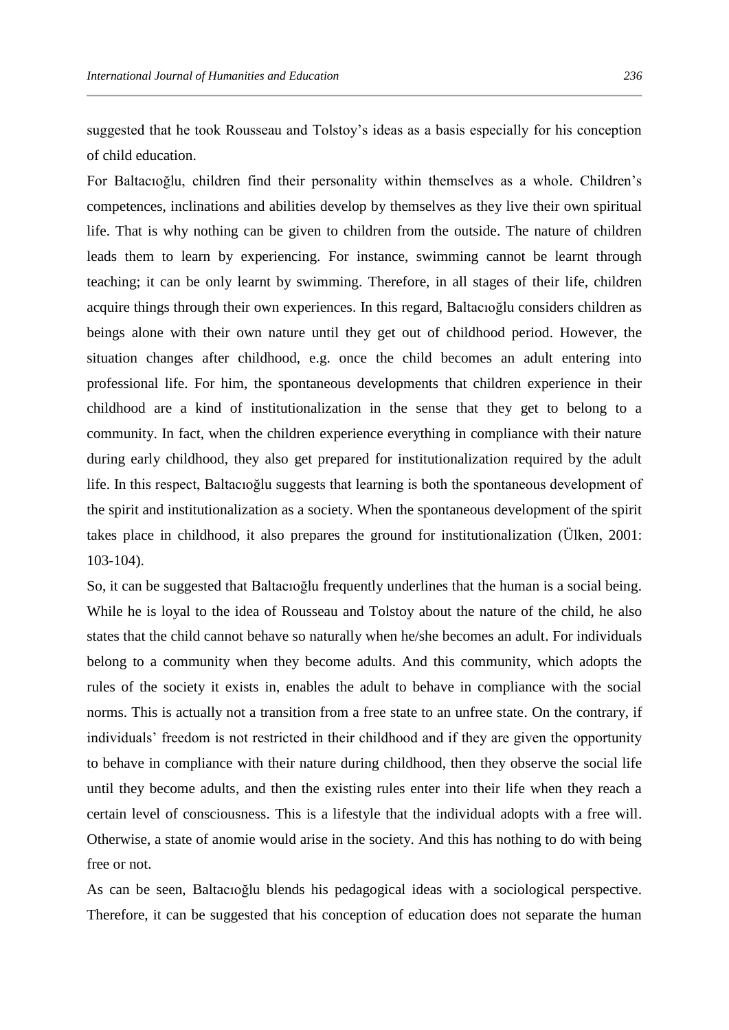suggested that he took Rousseau and Tolstoy's ideas as a basis especially for his conception of child education.

For Baltacıoğlu, children find their personality within themselves as a whole. Children's competences, inclinations and abilities develop by themselves as they live their own spiritual life. That is why nothing can be given to children from the outside. The nature of children leads them to learn by experiencing. For instance, swimming cannot be learnt through teaching; it can be only learnt by swimming. Therefore, in all stages of their life, children acquire things through their own experiences. In this regard, Baltacıoğlu considers children as beings alone with their own nature until they get out of childhood period. However, the situation changes after childhood, e.g. once the child becomes an adult entering into professional life. For him, the spontaneous developments that children experience in their childhood are a kind of institutionalization in the sense that they get to belong to a community. In fact, when the children experience everything in compliance with their nature during early childhood, they also get prepared for institutionalization required by the adult life. In this respect, Baltacıoğlu suggests that learning is both the spontaneous development of the spirit and institutionalization as a society. When the spontaneous development of the spirit takes place in childhood, it also prepares the ground for institutionalization (Ülken, 2001: 103-104).

So, it can be suggested that Baltacıoğlu frequently underlines that the human is a social being. While he is loyal to the idea of Rousseau and Tolstoy about the nature of the child, he also states that the child cannot behave so naturally when he/she becomes an adult. For individuals belong to a community when they become adults. And this community, which adopts the rules of the society it exists in, enables the adult to behave in compliance with the social norms. This is actually not a transition from a free state to an unfree state. On the contrary, if individuals' freedom is not restricted in their childhood and if they are given the opportunity to behave in compliance with their nature during childhood, then they observe the social life until they become adults, and then the existing rules enter into their life when they reach a certain level of consciousness. This is a lifestyle that the individual adopts with a free will. Otherwise, a state of anomie would arise in the society. And this has nothing to do with being free or not.

As can be seen, Baltacıoğlu blends his pedagogical ideas with a sociological perspective. Therefore, it can be suggested that his conception of education does not separate the human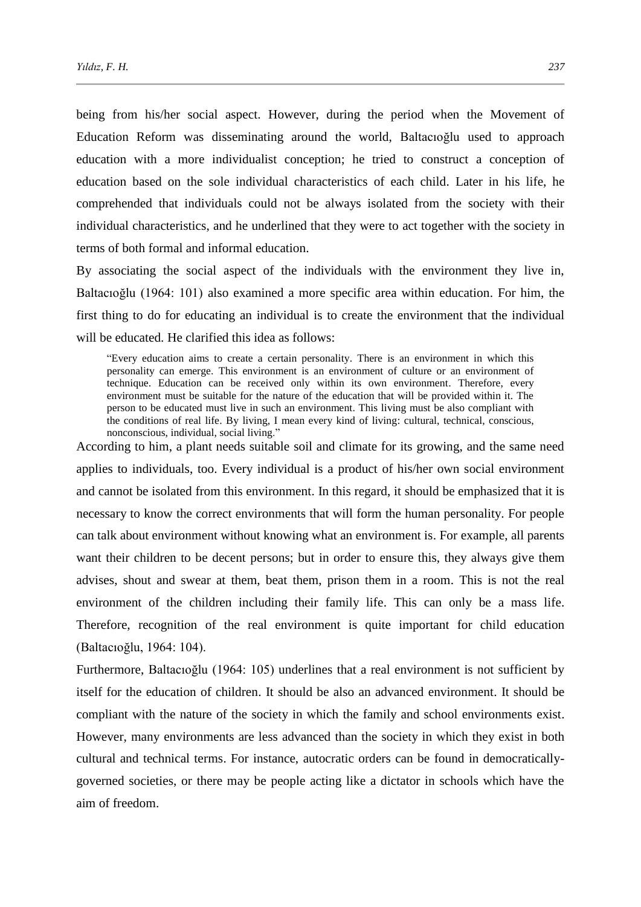being from his/her social aspect. However, during the period when the Movement of Education Reform was disseminating around the world, Baltacıoğlu used to approach education with a more individualist conception; he tried to construct a conception of education based on the sole individual characteristics of each child. Later in his life, he comprehended that individuals could not be always isolated from the society with their individual characteristics, and he underlined that they were to act together with the society in terms of both formal and informal education.

By associating the social aspect of the individuals with the environment they live in, Baltacıoğlu (1964: 101) also examined a more specific area within education. For him, the first thing to do for educating an individual is to create the environment that the individual will be educated. He clarified this idea as follows:

> "Every education aims to create a certain personality. There is an environment in which this personality can emerge. This environment is an environment of culture or an environment of technique. Education can be received only within its own environment. Therefore, every environment must be suitable for the nature of the education that will be provided within it. The person to be educated must live in such an environment. This living must be also compliant with the conditions of real life. By living, I mean every kind of living: cultural, technical, conscious, nonconscious, individual, social living."

According to him, a plant needs suitable soil and climate for its growing, and the same need applies to individuals, too. Every individual is a product of his/her own social environment and cannot be isolated from this environment. In this regard, it should be emphasized that it is necessary to know the correct environments that will form the human personality. For people can talk about environment without knowing what an environment is. For example, all parents want their children to be decent persons; but in order to ensure this, they always give them advises, shout and swear at them, beat them, prison them in a room. This is not the real environment of the children including their family life. This can only be a mass life. Therefore, recognition of the real environment is quite important for child education (Baltacıoğlu, 1964: 104).

Furthermore, Baltacıoğlu (1964: 105) underlines that a real environment is not sufficient by itself for the education of children. It should be also an advanced environment. It should be compliant with the nature of the society in which the family and school environments exist. However, many environments are less advanced than the society in which they exist in both cultural and technical terms. For instance, autocratic orders can be found in democratically-governed societies, or there may be people acting like a dictator in schools which have the aim of freedom.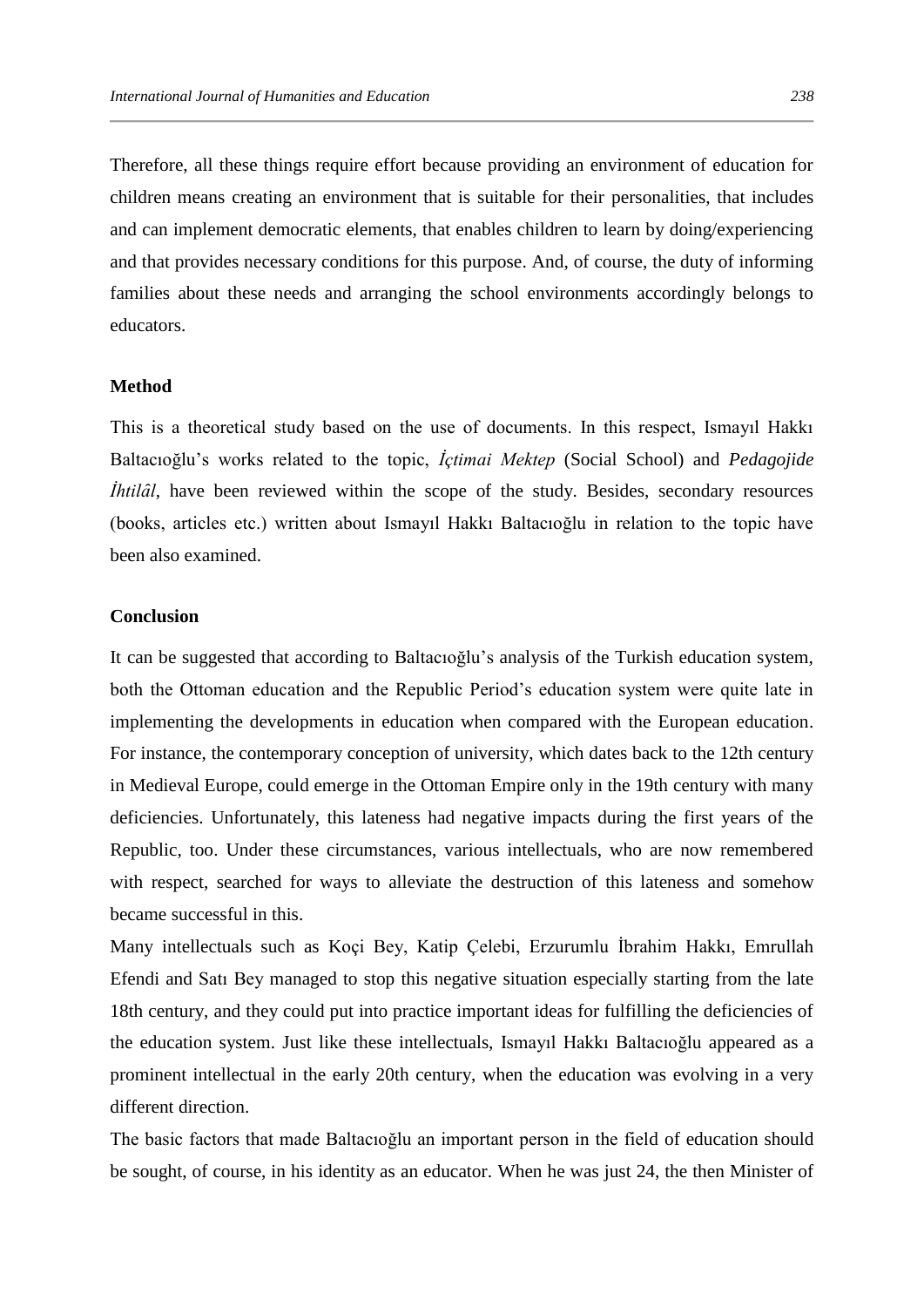Therefore, all these things require effort because providing an environment of education for children means creating an environment that is suitable for their personalities, that includes and can implement democratic elements, that enables children to learn by doing/experiencing and that provides necessary conditions for this purpose. And, of course, the duty of informing families about these needs and arranging the school environments accordingly belongs to educators.

## Method

This is a theoretical study based on the use of documents. In this respect, Ismayıl Hakkı Baltacıoğlu's works related to the topic, *İçtimai Mektep* (Social School) and *Pedagojide İhtilâl*, have been reviewed within the scope of the study. Besides, secondary resources (books, articles etc.) written about Ismayıl Hakkı Baltacıoğlu in relation to the topic have been also examined.

## Conclusion

It can be suggested that according to Baltacıoğlu's analysis of the Turkish education system, both the Ottoman education and the Republic Period's education system were quite late in implementing the developments in education when compared with the European education. For instance, the contemporary conception of university, which dates back to the 12th century in Medieval Europe, could emerge in the Ottoman Empire only in the 19th century with many deficiencies. Unfortunately, this lateness had negative impacts during the first years of the Republic, too. Under these circumstances, various intellectuals, who are now remembered with respect, searched for ways to alleviate the destruction of this lateness and somehow became successful in this.

Many intellectuals such as Koçi Bey, Katip Çelebi, Erzurumlu İbrahim Hakkı, Emrullah Efendi and Satı Bey managed to stop this negative situation especially starting from the late 18th century, and they could put into practice important ideas for fulfilling the deficiencies of the education system. Just like these intellectuals, Ismayıl Hakkı Baltacıoğlu appeared as a prominent intellectual in the early 20th century, when the education was evolving in a very different direction.

The basic factors that made Baltacıoğlu an important person in the field of education should be sought, of course, in his identity as an educator. When he was just 24, the then Minister of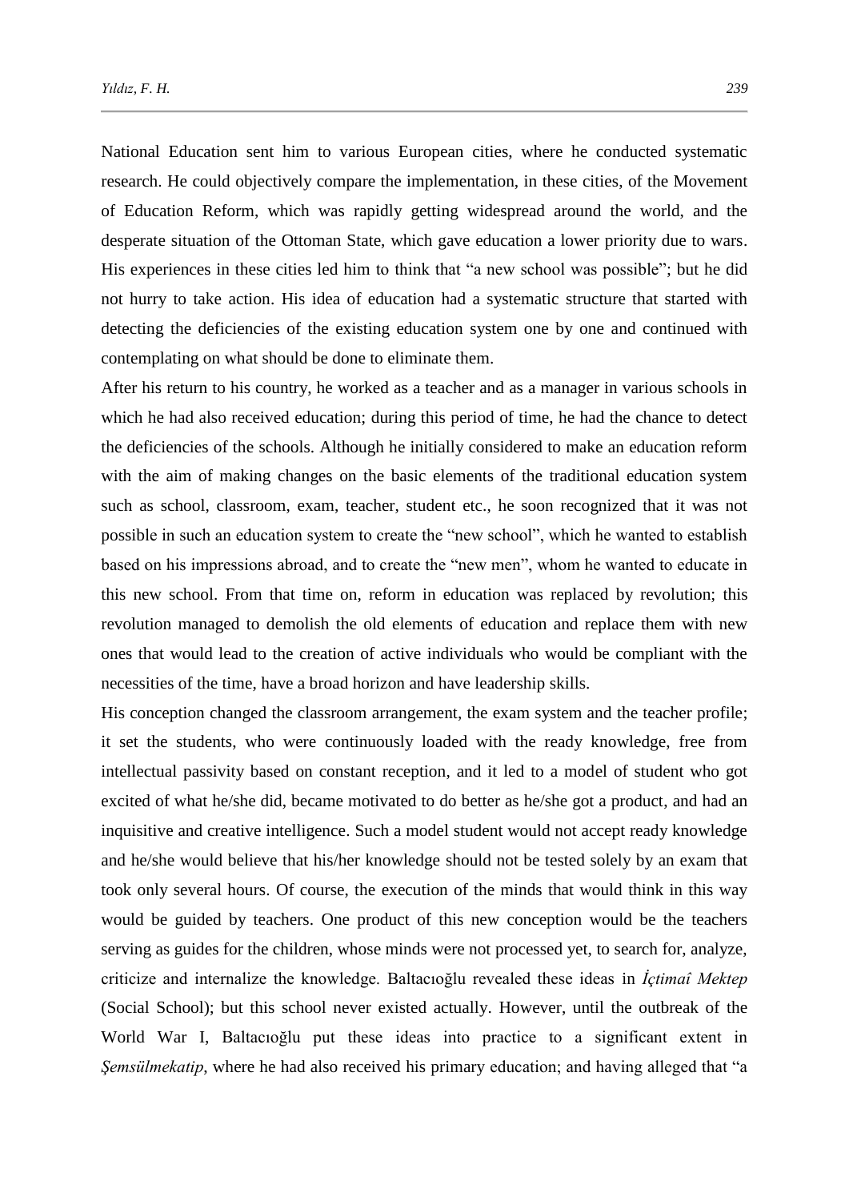National Education sent him to various European cities, where he conducted systematic research. He could objectively compare the implementation, in these cities, of the Movement of Education Reform, which was rapidly getting widespread around the world, and the desperate situation of the Ottoman State, which gave education a lower priority due to wars. His experiences in these cities led him to think that "a new school was possible"; but he did not hurry to take action. His idea of education had a systematic structure that started with detecting the deficiencies of the existing education system one by one and continued with contemplating on what should be done to eliminate them.

After his return to his country, he worked as a teacher and as a manager in various schools in which he had also received education; during this period of time, he had the chance to detect the deficiencies of the schools. Although he initially considered to make an education reform with the aim of making changes on the basic elements of the traditional education system such as school, classroom, exam, teacher, student etc., he soon recognized that it was not possible in such an education system to create the "new school", which he wanted to establish based on his impressions abroad, and to create the "new men", whom he wanted to educate in this new school. From that time on, reform in education was replaced by revolution; this revolution managed to demolish the old elements of education and replace them with new ones that would lead to the creation of active individuals who would be compliant with the necessities of the time, have a broad horizon and have leadership skills.

His conception changed the classroom arrangement, the exam system and the teacher profile; it set the students, who were continuously loaded with the ready knowledge, free from intellectual passivity based on constant reception, and it led to a model of student who got excited of what he/she did, became motivated to do better as he/she got a product, and had an inquisitive and creative intelligence. Such a model student would not accept ready knowledge and he/she would believe that his/her knowledge should not be tested solely by an exam that took only several hours. Of course, the execution of the minds that would think in this way would be guided by teachers. One product of this new conception would be the teachers serving as guides for the children, whose minds were not processed yet, to search for, analyze, criticize and internalize the knowledge. Baltacıoğlu revealed these ideas in *İçtimaî Mektep* (Social School); but this school never existed actually. However, until the outbreak of the World War I, Baltacıoğlu put these ideas into practice to a significant extent in *Şemsülmekatip*, where he had also received his primary education; and having alleged that "a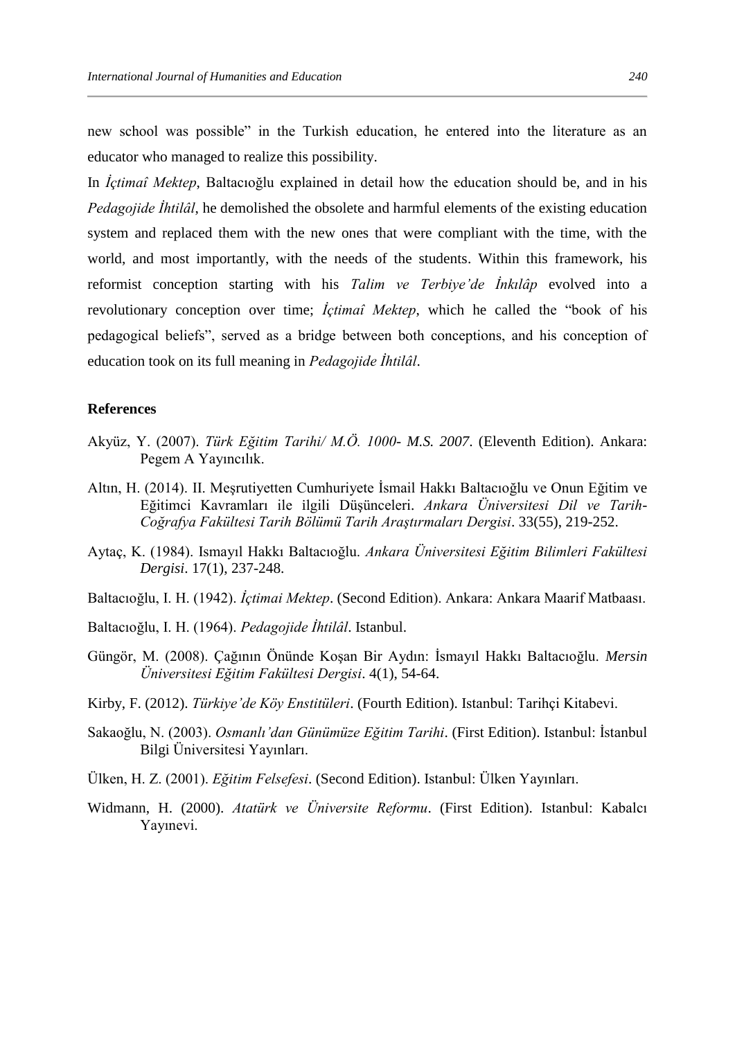new school was possible" in the Turkish education, he entered into the literature as an educator who managed to realize this possibility.

In *İçtimaî Mektep*, Baltacıoğlu explained in detail how the education should be, and in his *Pedagojide İhtilâl*, he demolished the obsolete and harmful elements of the existing education system and replaced them with the new ones that were compliant with the time, with the world, and most importantly, with the needs of the students. Within this framework, his reformist conception starting with his *Talim ve Terbiye'de İnkılâp* evolved into a revolutionary conception over time; *İçtimaî Mektep*, which he called the "book of his pedagogical beliefs", served as a bridge between both conceptions, and his conception of education took on its full meaning in *Pedagojide İhtilâl*.

## References

Akyüz, Y. (2007). *Türk Eğitim Tarihi/ M.Ö. 1000- M.S. 2007*. (Eleventh Edition). Ankara: Pegem A Yayıncılık.

Altın, H. (2014). II. Meşrutiyetten Cumhuriyete İsmail Hakkı Baltacıoğlu ve Onun Eğitim ve Eğitimci Kavramları ile ilgili Düşünceleri. *Ankara Üniversitesi Dil ve Tarih-Coğrafya Fakültesi Tarih Bölümü Tarih Araştırmaları Dergisi*. 33(55), 219-252.

Aytaç, K. (1984). Ismayıl Hakkı Baltacıoğlu. *Ankara Üniversitesi Eğitim Bilimleri Fakültesi Dergisi*. 17(1), 237-248.

Baltacıoğlu, I. H. (1942). *İçtimai Mektep*. (Second Edition). Ankara: Ankara Maarif Matbaası.

Baltacıoğlu, I. H. (1964). *Pedagojide İhtilâl*. Istanbul.

Güngör, M. (2008). Çağının Önünde Koşan Bir Aydın: İsmayıl Hakkı Baltacıoğlu. *Mersin Üniversitesi Eğitim Fakültesi Dergisi*. 4(1), 54-64.

Kirby, F. (2012). *Türkiye'de Köy Enstitüleri*. (Fourth Edition). Istanbul: Tarihçi Kitabevi.

Sakaoğlu, N. (2003). *Osmanlı'dan Günümüze Eğitim Tarihi*. (First Edition). Istanbul: İstanbul Bilgi Üniversitesi Yayınları.

Ülken, H. Z. (2001). *Eğitim Felsefesi*. (Second Edition). Istanbul: Ülken Yayınları.

Widmann, H. (2000). *Atatürk ve Üniversite Reformu*. (First Edition). Istanbul: Kabalcı Yayınevi.